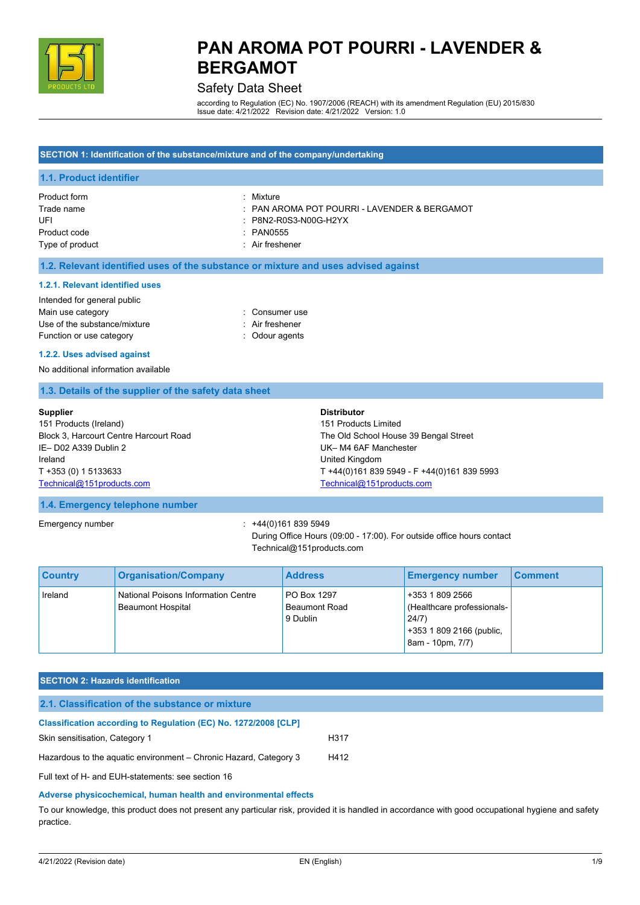# PAN AROMA POT POURRI - LAVENDER & BERGAMOT

Safety Data Sheet

according to Regulation (EC) No. 1907/2006 (REACH) with its amendment Regulation (EU) 2015/830
Issue date: 4/21/2022 Revision date: 4/21/2022 Version: 1.0

## SECTION 1: Identification of the substance/mixture and of the company/undertaking

### 1.1. Product identifier

| | |
|---|---|
| Product form | : Mixture |
| Trade name | : PAN AROMA POT POURRI - LAVENDER & BERGAMOT |
| UFI | : P8N2-R0S3-N00G-H2YX |
| Product code | : PAN0555 |
| Type of product | : Air freshener |

### 1.2. Relevant identified uses of the substance or mixture and uses advised against

#### 1.2.1. Relevant identified uses

Intended for general public

| | |
|---|---|
| Main use category | : Consumer use |
| Use of the substance/mixture | : Air freshener |
| Function or use category | : Odour agents |

#### 1.2.2. Uses advised against

No additional information available

### 1.3. Details of the supplier of the safety data sheet

**Supplier**
151 Products (Ireland)
Block 3, Harcourt Centre Harcourt Road
IE– D02 A339 Dublin 2
Ireland
T +353 (0) 1 5133633
Technical@151products.com

**Distributor**
151 Products Limited
The Old School House 39 Bengal Street
UK– M4 6AF Manchester
United Kingdom
T +44(0)161 839 5949 - F +44(0)161 839 5993
Technical@151products.com

### 1.4. Emergency telephone number

Emergency number : +44(0)161 839 5949
During Office Hours (09:00 - 17:00). For outside office hours contact Technical@151products.com

| Country | Organisation/Company | Address | Emergency number | Comment |
|---|---|---|---|---|
| Ireland | National Poisons Information Centre Beaumont Hospital | PO Box 1297 Beaumont Road 9 Dublin | +353 1 809 2566 (Healthcare professionals- 24/7) +353 1 809 2166 (public, 8am - 10pm, 7/7) | |

## SECTION 2: Hazards identification

### 2.1. Classification of the substance or mixture

#### Classification according to Regulation (EC) No. 1272/2008 [CLP]

| | |
|---|---|
| Skin sensitisation, Category 1 | H317 |
| Hazardous to the aquatic environment – Chronic Hazard, Category 3 | H412 |

Full text of H- and EUH-statements: see section 16

#### Adverse physicochemical, human health and environmental effects

To our knowledge, this product does not present any particular risk, provided it is handled in accordance with good occupational hygiene and safety practice.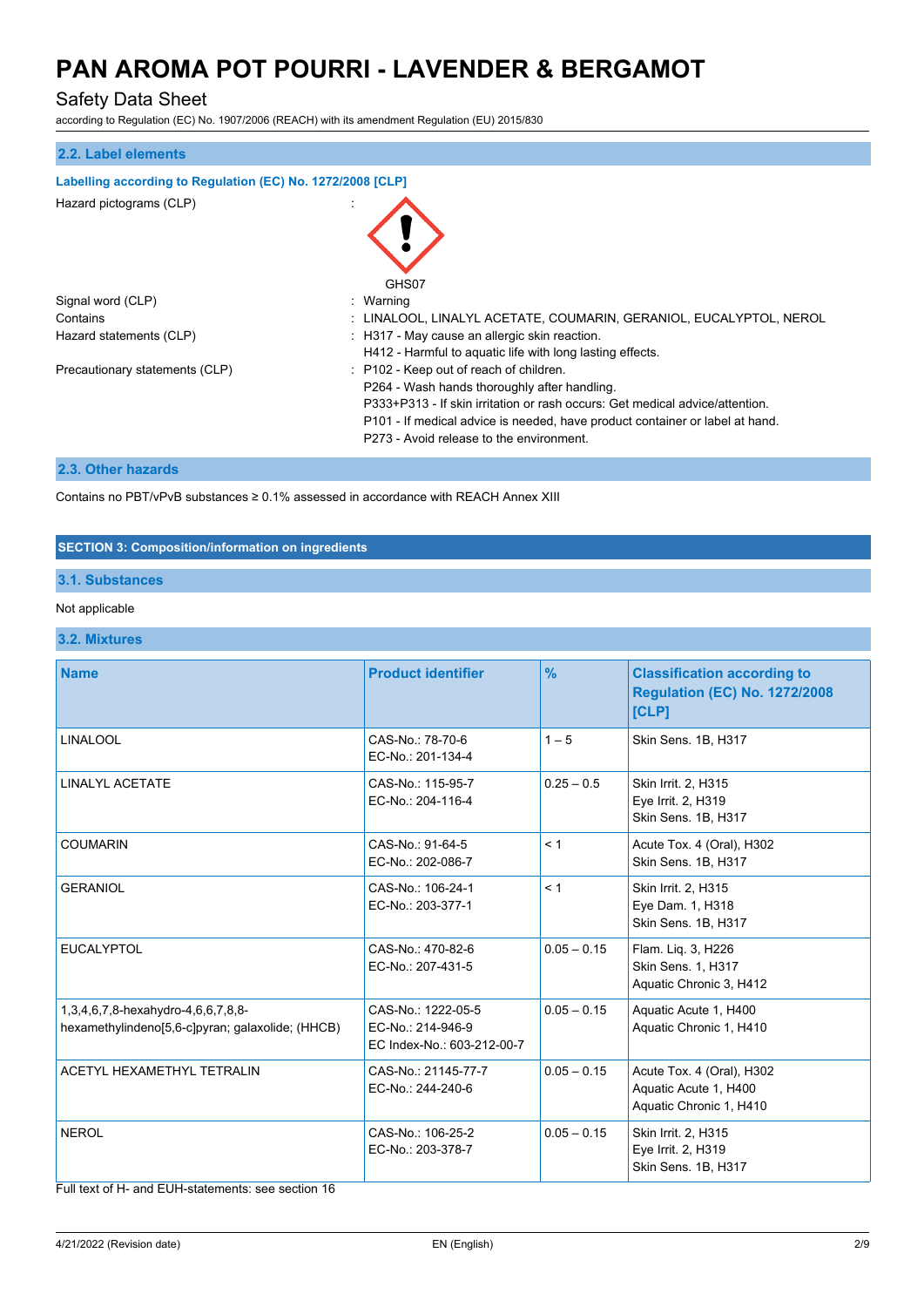## 2.2. Label elements

**Labelling according to Regulation (EC) No. 1272/2008 [CLP]**

Hazard pictograms (CLP) :

GHS07

Signal word (CLP) : Warning

Contains : LINALOOL, LINALYL ACETATE, COUMARIN, GERANIOL, EUCALYPTOL, NEROL

Hazard statements (CLP) : H317 - May cause an allergic skin reaction.
H412 - Harmful to aquatic life with long lasting effects.

Precautionary statements (CLP) : P102 - Keep out of reach of children.
P264 - Wash hands thoroughly after handling.
P333+P313 - If skin irritation or rash occurs: Get medical advice/attention.
P101 - If medical advice is needed, have product container or label at hand.
P273 - Avoid release to the environment.

## 2.3. Other hazards

Contains no PBT/vPvB substances ≥ 0.1% assessed in accordance with REACH Annex XIII

# SECTION 3: Composition/information on ingredients

## 3.1. Substances

Not applicable

## 3.2. Mixtures

| Name | Product identifier | % | Classification according to Regulation (EC) No. 1272/2008 [CLP] |
|---|---|---|---|
| LINALOOL | CAS-No.: 78-70-6<br>EC-No.: 201-134-4 | 1 – 5 | Skin Sens. 1B, H317 |
| LINALYL ACETATE | CAS-No.: 115-95-7<br>EC-No.: 204-116-4 | 0.25 – 0.5 | Skin Irrit. 2, H315<br>Eye Irrit. 2, H319<br>Skin Sens. 1B, H317 |
| COUMARIN | CAS-No.: 91-64-5<br>EC-No.: 202-086-7 | < 1 | Acute Tox. 4 (Oral), H302<br>Skin Sens. 1B, H317 |
| GERANIOL | CAS-No.: 106-24-1<br>EC-No.: 203-377-1 | < 1 | Skin Irrit. 2, H315<br>Eye Dam. 1, H318<br>Skin Sens. 1B, H317 |
| EUCALYPTOL | CAS-No.: 470-82-6<br>EC-No.: 207-431-5 | 0.05 – 0.15 | Flam. Liq. 3, H226<br>Skin Sens. 1, H317<br>Aquatic Chronic 3, H412 |
| 1,3,4,6,7,8-hexahydro-4,6,6,7,8,8-hexamethylindeno[5,6-c]pyran; galaxolide; (HHCB) | CAS-No.: 1222-05-5<br>EC-No.: 214-946-9<br>EC Index-No.: 603-212-00-7 | 0.05 – 0.15 | Aquatic Acute 1, H400<br>Aquatic Chronic 1, H410 |
| ACETYL HEXAMETHYL TETRALIN | CAS-No.: 21145-77-7<br>EC-No.: 244-240-6 | 0.05 – 0.15 | Acute Tox. 4 (Oral), H302<br>Aquatic Acute 1, H400<br>Aquatic Chronic 1, H410 |
| NEROL | CAS-No.: 106-25-2<br>EC-No.: 203-378-7 | 0.05 – 0.15 | Skin Irrit. 2, H315<br>Eye Irrit. 2, H319<br>Skin Sens. 1B, H317 |

Full text of H- and EUH-statements: see section 16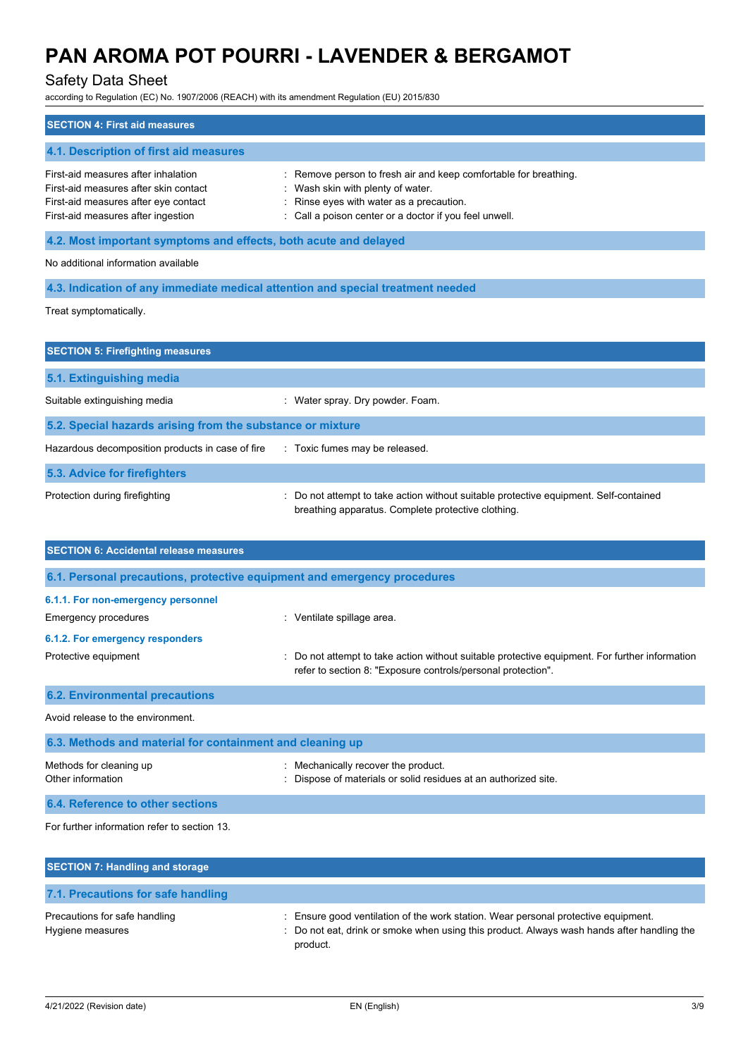## SECTION 4: First aid measures

### 4.1. Description of first aid measures

| | |
|---|---|
| First-aid measures after inhalation | : Remove person to fresh air and keep comfortable for breathing. |
| First-aid measures after skin contact | : Wash skin with plenty of water. |
| First-aid measures after eye contact | : Rinse eyes with water as a precaution. |
| First-aid measures after ingestion | : Call a poison center or a doctor if you feel unwell. |

### 4.2. Most important symptoms and effects, both acute and delayed

No additional information available

### 4.3. Indication of any immediate medical attention and special treatment needed

Treat symptomatically.

## SECTION 5: Firefighting measures

### 5.1. Extinguishing media

| | |
|---|---|
| Suitable extinguishing media | : Water spray. Dry powder. Foam. |

### 5.2. Special hazards arising from the substance or mixture

| | |
|---|---|
| Hazardous decomposition products in case of fire | : Toxic fumes may be released. |

### 5.3. Advice for firefighters

| | |
|---|---|
| Protection during firefighting | : Do not attempt to take action without suitable protective equipment. Self-contained breathing apparatus. Complete protective clothing. |

## SECTION 6: Accidental release measures

### 6.1. Personal precautions, protective equipment and emergency procedures

#### 6.1.1. For non-emergency personnel

| | |
|---|---|
| Emergency procedures | : Ventilate spillage area. |

#### 6.1.2. For emergency responders

| | |
|---|---|
| Protective equipment | : Do not attempt to take action without suitable protective equipment. For further information refer to section 8: "Exposure controls/personal protection". |

### 6.2. Environmental precautions

Avoid release to the environment.

### 6.3. Methods and material for containment and cleaning up

| | |
|---|---|
| Methods for cleaning up | : Mechanically recover the product. |
| Other information | : Dispose of materials or solid residues at an authorized site. |

### 6.4. Reference to other sections

For further information refer to section 13.

## SECTION 7: Handling and storage

### 7.1. Precautions for safe handling

| | |
|---|---|
| Precautions for safe handling | : Ensure good ventilation of the work station. Wear personal protective equipment. |
| Hygiene measures | : Do not eat, drink or smoke when using this product. Always wash hands after handling the product. |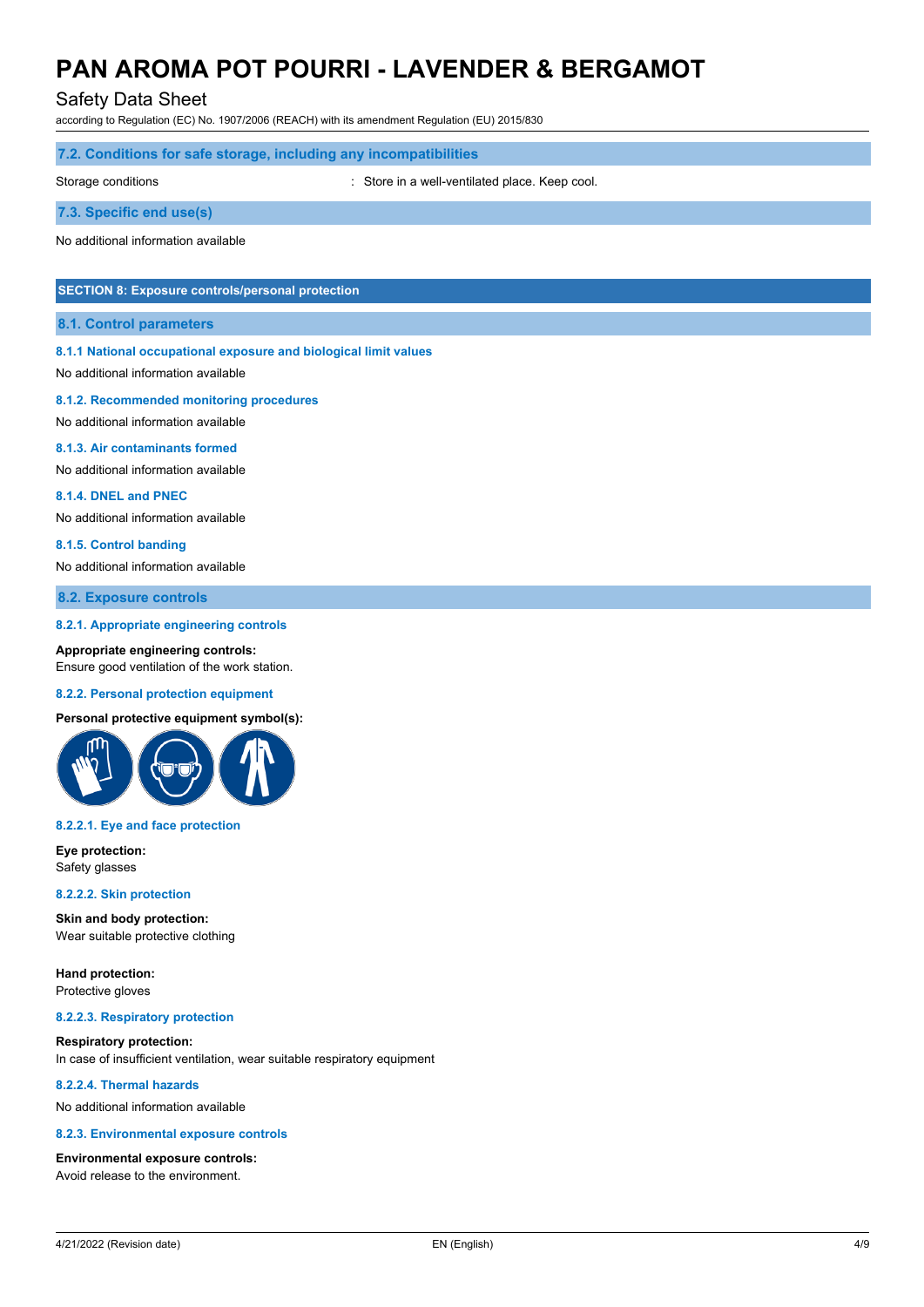### 7.2. Conditions for safe storage, including any incompatibilities

Storage conditions : Store in a well-ventilated place. Keep cool.

### 7.3. Specific end use(s)

No additional information available

## SECTION 8: Exposure controls/personal protection

### 8.1. Control parameters

#### 8.1.1 National occupational exposure and biological limit values

No additional information available

#### 8.1.2. Recommended monitoring procedures

No additional information available

#### 8.1.3. Air contaminants formed

No additional information available

#### 8.1.4. DNEL and PNEC

No additional information available

#### 8.1.5. Control banding

No additional information available

### 8.2. Exposure controls

#### 8.2.1. Appropriate engineering controls

**Appropriate engineering controls:**
Ensure good ventilation of the work station.

#### 8.2.2. Personal protection equipment

**Personal protective equipment symbol(s):**

#### 8.2.2.1. Eye and face protection

**Eye protection:**
Safety glasses

#### 8.2.2.2. Skin protection

**Skin and body protection:**
Wear suitable protective clothing

**Hand protection:**
Protective gloves

#### 8.2.2.3. Respiratory protection

**Respiratory protection:**
In case of insufficient ventilation, wear suitable respiratory equipment

#### 8.2.2.4. Thermal hazards

No additional information available

#### 8.2.3. Environmental exposure controls

**Environmental exposure controls:**
Avoid release to the environment.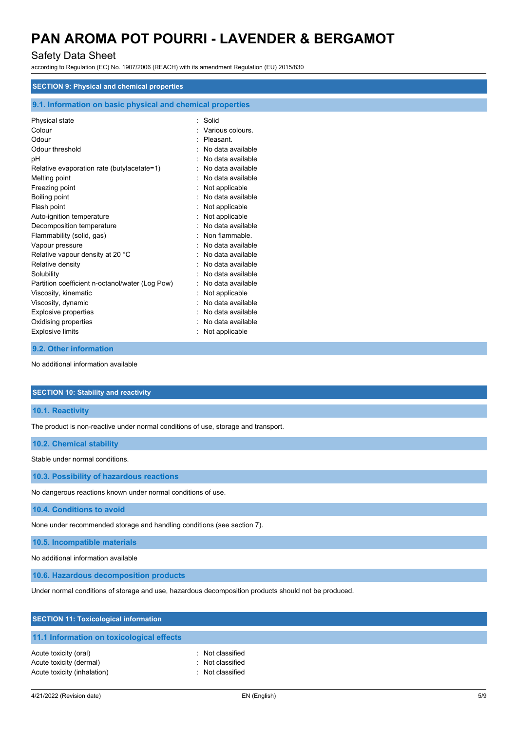## SECTION 9: Physical and chemical properties

### 9.1. Information on basic physical and chemical properties

| | |
|---|---|
| Physical state | : Solid |
| Colour | : Various colours. |
| Odour | : Pleasant. |
| Odour threshold | : No data available |
| pH | : No data available |
| Relative evaporation rate (butylacetate=1) | : No data available |
| Melting point | : No data available |
| Freezing point | : Not applicable |
| Boiling point | : No data available |
| Flash point | : Not applicable |
| Auto-ignition temperature | : Not applicable |
| Decomposition temperature | : No data available |
| Flammability (solid, gas) | : Non flammable. |
| Vapour pressure | : No data available |
| Relative vapour density at 20 °C | : No data available |
| Relative density | : No data available |
| Solubility | : No data available |
| Partition coefficient n-octanol/water (Log Pow) | : No data available |
| Viscosity, kinematic | : Not applicable |
| Viscosity, dynamic | : No data available |
| Explosive properties | : No data available |
| Oxidising properties | : No data available |
| Explosive limits | : Not applicable |

### 9.2. Other information

No additional information available

## SECTION 10: Stability and reactivity

### 10.1. Reactivity

The product is non-reactive under normal conditions of use, storage and transport.

### 10.2. Chemical stability

Stable under normal conditions.

### 10.3. Possibility of hazardous reactions

No dangerous reactions known under normal conditions of use.

### 10.4. Conditions to avoid

None under recommended storage and handling conditions (see section 7).

### 10.5. Incompatible materials

No additional information available

### 10.6. Hazardous decomposition products

Under normal conditions of storage and use, hazardous decomposition products should not be produced.

## SECTION 11: Toxicological information

### 11.1 Information on toxicological effects

| | |
|---|---|
| Acute toxicity (oral) | : Not classified |
| Acute toxicity (dermal) | : Not classified |
| Acute toxicity (inhalation) | : Not classified |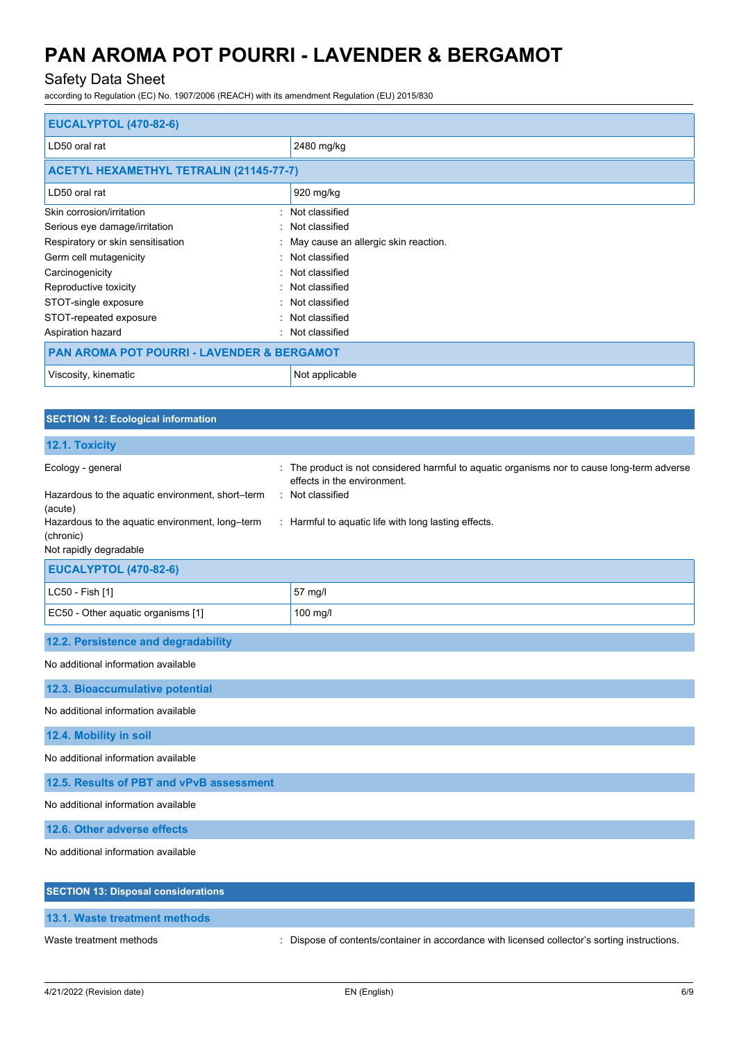| EUCALYPTOL (470-82-6) | |
|---|---|
| LD50 oral rat | 2480 mg/kg |

| ACETYL HEXAMETHYL TETRALIN (21145-77-7) | |
|---|---|
| LD50 oral rat | 920 mg/kg |

Skin corrosion/irritation : Not classified

Serious eye damage/irritation : Not classified

Respiratory or skin sensitisation : May cause an allergic skin reaction.

Germ cell mutagenicity : Not classified

Carcinogenicity : Not classified

Reproductive toxicity : Not classified

STOT-single exposure : Not classified

STOT-repeated exposure : Not classified

Aspiration hazard : Not classified

| PAN AROMA POT POURRI - LAVENDER & BERGAMOT | |
|---|---|
| Viscosity, kinematic | Not applicable |

## SECTION 12: Ecological information

### 12.1. Toxicity

Ecology - general : The product is not considered harmful to aquatic organisms nor to cause long-term adverse effects in the environment.

Hazardous to the aquatic environment, short–term (acute) : Not classified

Hazardous to the aquatic environment, long–term (chronic) : Harmful to aquatic life with long lasting effects.

Not rapidly degradable

| EUCALYPTOL (470-82-6) | |
|---|---|
| LC50 - Fish [1] | 57 mg/l |
| EC50 - Other aquatic organisms [1] | 100 mg/l |

### 12.2. Persistence and degradability

No additional information available

### 12.3. Bioaccumulative potential

No additional information available

### 12.4. Mobility in soil

No additional information available

### 12.5. Results of PBT and vPvB assessment

No additional information available

### 12.6. Other adverse effects

No additional information available

## SECTION 13: Disposal considerations

### 13.1. Waste treatment methods

Waste treatment methods : Dispose of contents/container in accordance with licensed collector's sorting instructions.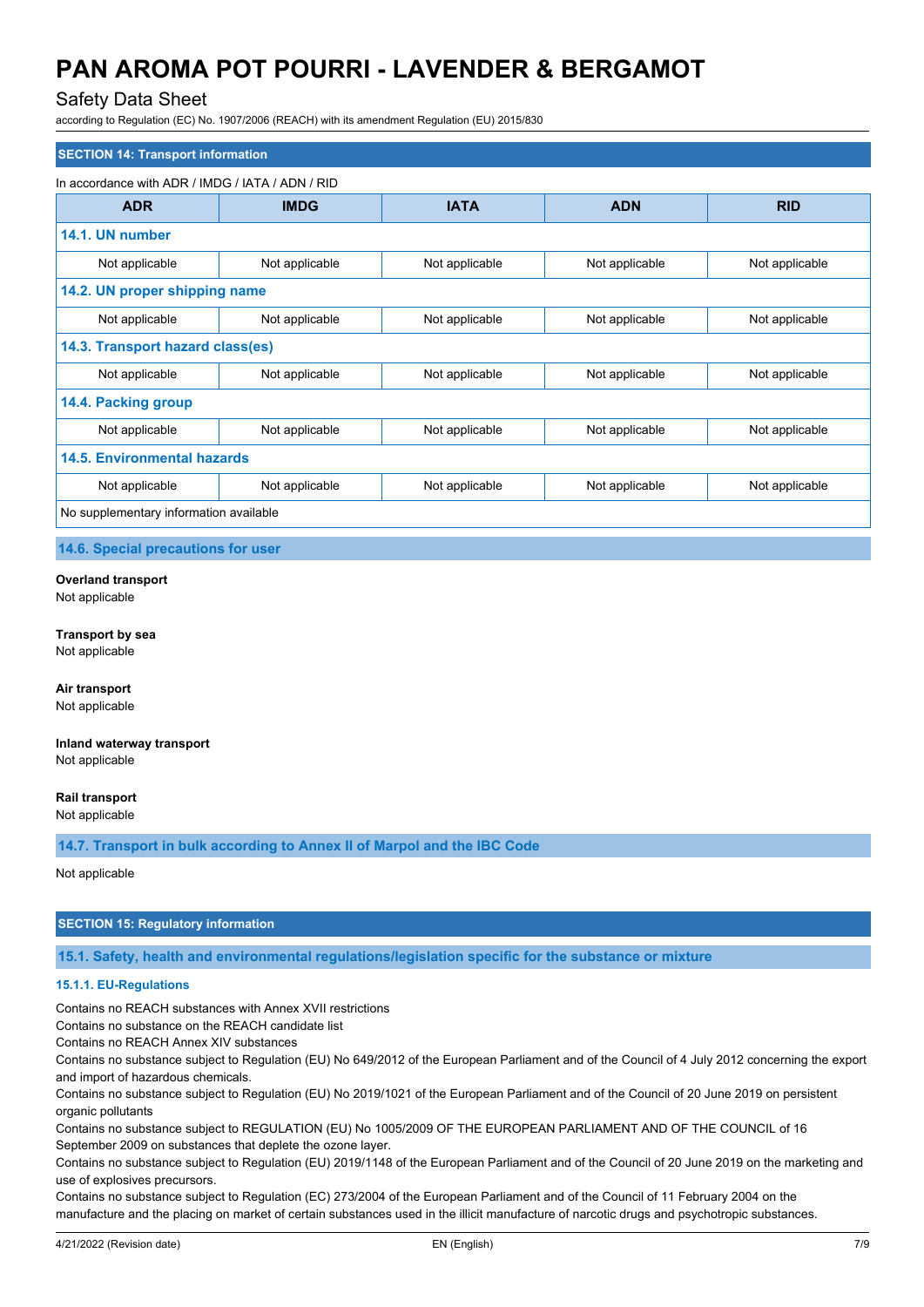## SECTION 14: Transport information

In accordance with ADR / IMDG / IATA / ADN / RID

| ADR | IMDG | IATA | ADN | RID |
|---|---|---|---|---|
| **14.1. UN number** | | | | |
| Not applicable | Not applicable | Not applicable | Not applicable | Not applicable |
| **14.2. UN proper shipping name** | | | | |
| Not applicable | Not applicable | Not applicable | Not applicable | Not applicable |
| **14.3. Transport hazard class(es)** | | | | |
| Not applicable | Not applicable | Not applicable | Not applicable | Not applicable |
| **14.4. Packing group** | | | | |
| Not applicable | Not applicable | Not applicable | Not applicable | Not applicable |
| **14.5. Environmental hazards** | | | | |
| Not applicable | Not applicable | Not applicable | Not applicable | Not applicable |
| No supplementary information available | | | | |

### 14.6. Special precautions for user

**Overland transport**
Not applicable

**Transport by sea**
Not applicable

**Air transport**
Not applicable

**Inland waterway transport**
Not applicable

**Rail transport**
Not applicable

### 14.7. Transport in bulk according to Annex II of Marpol and the IBC Code

Not applicable

## SECTION 15: Regulatory information

### 15.1. Safety, health and environmental regulations/legislation specific for the substance or mixture

#### 15.1.1. EU-Regulations

Contains no REACH substances with Annex XVII restrictions
Contains no substance on the REACH candidate list
Contains no REACH Annex XIV substances
Contains no substance subject to Regulation (EU) No 649/2012 of the European Parliament and of the Council of 4 July 2012 concerning the export and import of hazardous chemicals.
Contains no substance subject to Regulation (EU) No 2019/1021 of the European Parliament and of the Council of 20 June 2019 on persistent organic pollutants
Contains no substance subject to REGULATION (EU) No 1005/2009 OF THE EUROPEAN PARLIAMENT AND OF THE COUNCIL of 16 September 2009 on substances that deplete the ozone layer.
Contains no substance subject to Regulation (EU) 2019/1148 of the European Parliament and of the Council of 20 June 2019 on the marketing and use of explosives precursors.
Contains no substance subject to Regulation (EC) 273/2004 of the European Parliament and of the Council of 11 February 2004 on the manufacture and the placing on market of certain substances used in the illicit manufacture of narcotic drugs and psychotropic substances.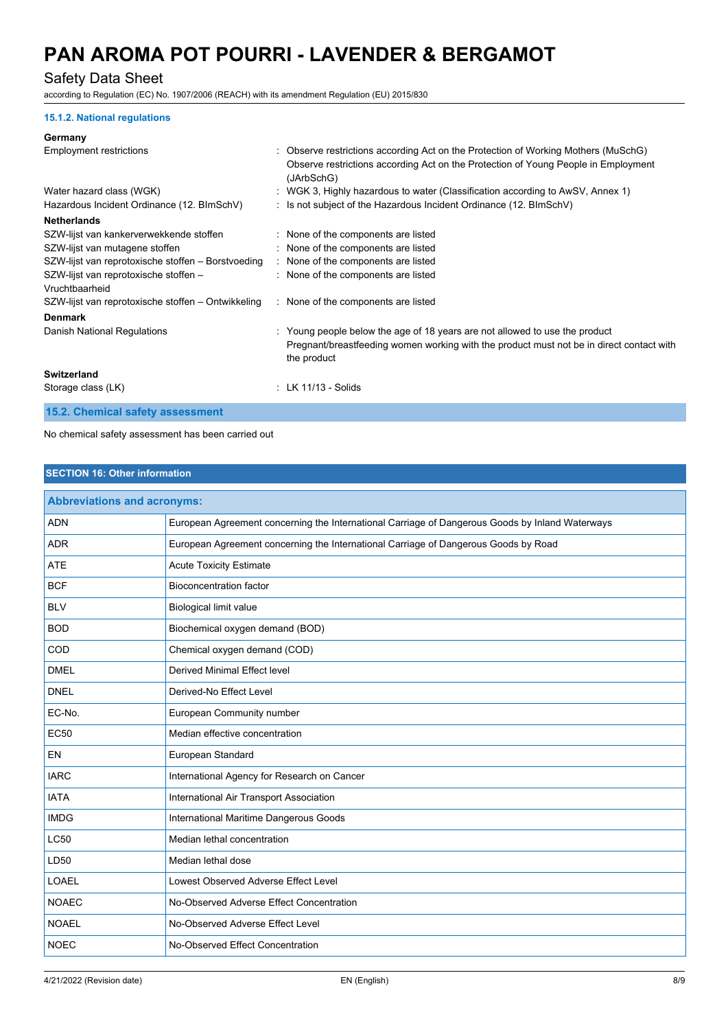#### 15.1.2. National regulations

**Germany**

| | |
|---|---|
| Employment restrictions | : Observe restrictions according Act on the Protection of Working Mothers (MuSchG)<br>Observe restrictions according Act on the Protection of Young People in Employment (JArbSchG) |
| Water hazard class (WGK) | : WGK 3, Highly hazardous to water (Classification according to AwSV, Annex 1) |
| Hazardous Incident Ordinance (12. BImSchV) | : Is not subject of the Hazardous Incident Ordinance (12. BImSchV) |

**Netherlands**

| | |
|---|---|
| SZW-lijst van kankerverwekkende stoffen | : None of the components are listed |
| SZW-lijst van mutagene stoffen | : None of the components are listed |
| SZW-lijst van reprotoxische stoffen – Borstvoeding | : None of the components are listed |
| SZW-lijst van reprotoxische stoffen – Vruchtbaarheid | : None of the components are listed |
| SZW-lijst van reprotoxische stoffen – Ontwikkeling | : None of the components are listed |

**Denmark**

| | |
|---|---|
| Danish National Regulations | : Young people below the age of 18 years are not allowed to use the product<br>Pregnant/breastfeeding women working with the product must not be in direct contact with the product |

**Switzerland**

| | |
|---|---|
| Storage class (LK) | : LK 11/13 - Solids |

### 15.2. Chemical safety assessment

No chemical safety assessment has been carried out

## SECTION 16: Other information

| Abbreviations and acronyms: | |
|---|---|
| ADN | European Agreement concerning the International Carriage of Dangerous Goods by Inland Waterways |
| ADR | European Agreement concerning the International Carriage of Dangerous Goods by Road |
| ATE | Acute Toxicity Estimate |
| BCF | Bioconcentration factor |
| BLV | Biological limit value |
| BOD | Biochemical oxygen demand (BOD) |
| COD | Chemical oxygen demand (COD) |
| DMEL | Derived Minimal Effect level |
| DNEL | Derived-No Effect Level |
| EC-No. | European Community number |
| EC50 | Median effective concentration |
| EN | European Standard |
| IARC | International Agency for Research on Cancer |
| IATA | International Air Transport Association |
| IMDG | International Maritime Dangerous Goods |
| LC50 | Median lethal concentration |
| LD50 | Median lethal dose |
| LOAEL | Lowest Observed Adverse Effect Level |
| NOAEC | No-Observed Adverse Effect Concentration |
| NOAEL | No-Observed Adverse Effect Level |
| NOEC | No-Observed Effect Concentration |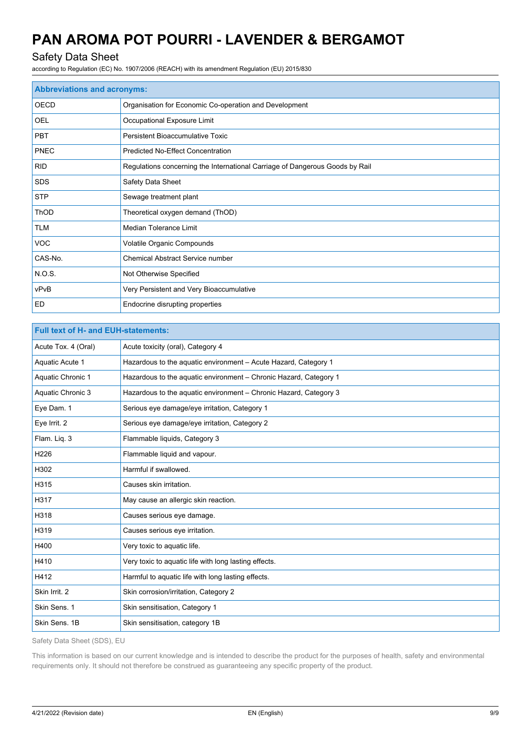| Abbreviations and acronyms: | |
|---|---|
| OECD | Organisation for Economic Co-operation and Development |
| OEL | Occupational Exposure Limit |
| PBT | Persistent Bioaccumulative Toxic |
| PNEC | Predicted No-Effect Concentration |
| RID | Regulations concerning the International Carriage of Dangerous Goods by Rail |
| SDS | Safety Data Sheet |
| STP | Sewage treatment plant |
| ThOD | Theoretical oxygen demand (ThOD) |
| TLM | Median Tolerance Limit |
| VOC | Volatile Organic Compounds |
| CAS-No. | Chemical Abstract Service number |
| N.O.S. | Not Otherwise Specified |
| vPvB | Very Persistent and Very Bioaccumulative |
| ED | Endocrine disrupting properties |

| Full text of H- and EUH-statements: | |
|---|---|
| Acute Tox. 4 (Oral) | Acute toxicity (oral), Category 4 |
| Aquatic Acute 1 | Hazardous to the aquatic environment – Acute Hazard, Category 1 |
| Aquatic Chronic 1 | Hazardous to the aquatic environment – Chronic Hazard, Category 1 |
| Aquatic Chronic 3 | Hazardous to the aquatic environment – Chronic Hazard, Category 3 |
| Eye Dam. 1 | Serious eye damage/eye irritation, Category 1 |
| Eye Irrit. 2 | Serious eye damage/eye irritation, Category 2 |
| Flam. Liq. 3 | Flammable liquids, Category 3 |
| H226 | Flammable liquid and vapour. |
| H302 | Harmful if swallowed. |
| H315 | Causes skin irritation. |
| H317 | May cause an allergic skin reaction. |
| H318 | Causes serious eye damage. |
| H319 | Causes serious eye irritation. |
| H400 | Very toxic to aquatic life. |
| H410 | Very toxic to aquatic life with long lasting effects. |
| H412 | Harmful to aquatic life with long lasting effects. |
| Skin Irrit. 2 | Skin corrosion/irritation, Category 2 |
| Skin Sens. 1 | Skin sensitisation, Category 1 |
| Skin Sens. 1B | Skin sensitisation, category 1B |

Safety Data Sheet (SDS), EU

This information is based on our current knowledge and is intended to describe the product for the purposes of health, safety and environmental requirements only. It should not therefore be construed as guaranteeing any specific property of the product.